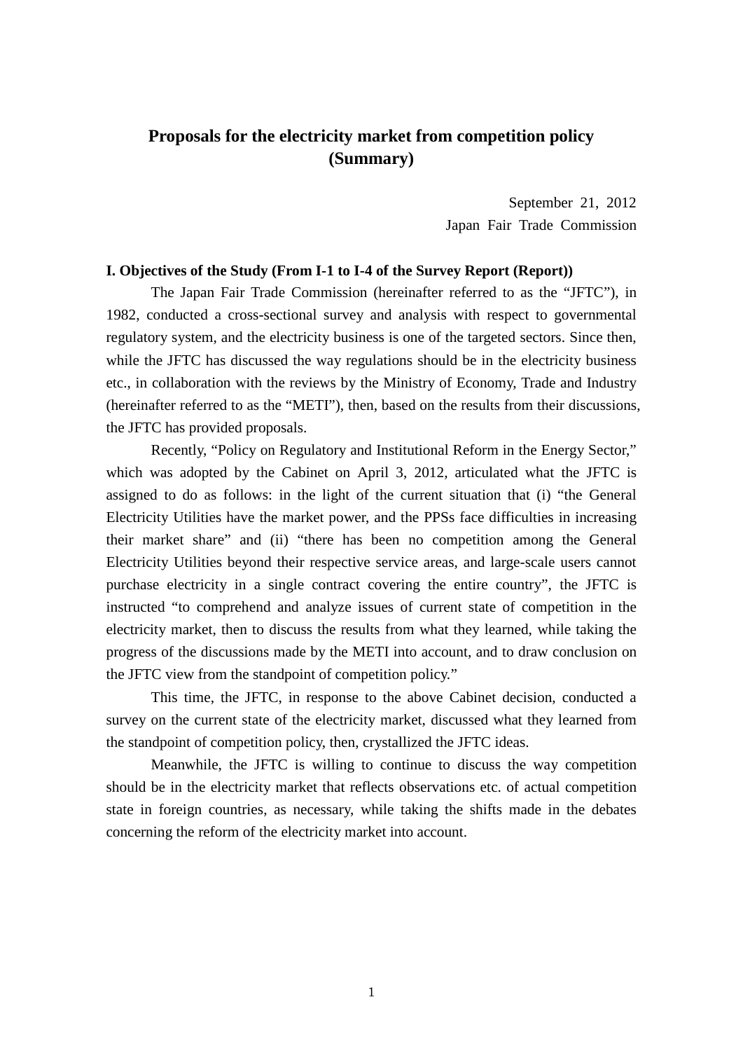# Proposals for the electricity market from competition policy (Summary)

September 21, 2012
Japan Fair Trade Commission

## I. Objectives of the Study (From I-1 to I-4 of the Survey Report (Report))

The Japan Fair Trade Commission (hereinafter referred to as the "JFTC"), in 1982, conducted a cross-sectional survey and analysis with respect to governmental regulatory system, and the electricity business is one of the targeted sectors. Since then, while the JFTC has discussed the way regulations should be in the electricity business etc., in collaboration with the reviews by the Ministry of Economy, Trade and Industry (hereinafter referred to as the "METI"), then, based on the results from their discussions, the JFTC has provided proposals.

Recently, "Policy on Regulatory and Institutional Reform in the Energy Sector," which was adopted by the Cabinet on April 3, 2012, articulated what the JFTC is assigned to do as follows: in the light of the current situation that (i) "the General Electricity Utilities have the market power, and the PPSs face difficulties in increasing their market share" and (ii) "there has been no competition among the General Electricity Utilities beyond their respective service areas, and large-scale users cannot purchase electricity in a single contract covering the entire country", the JFTC is instructed "to comprehend and analyze issues of current state of competition in the electricity market, then to discuss the results from what they learned, while taking the progress of the discussions made by the METI into account, and to draw conclusion on the JFTC view from the standpoint of competition policy."

This time, the JFTC, in response to the above Cabinet decision, conducted a survey on the current state of the electricity market, discussed what they learned from the standpoint of competition policy, then, crystallized the JFTC ideas.

Meanwhile, the JFTC is willing to continue to discuss the way competition should be in the electricity market that reflects observations etc. of actual competition state in foreign countries, as necessary, while taking the shifts made in the debates concerning the reform of the electricity market into account.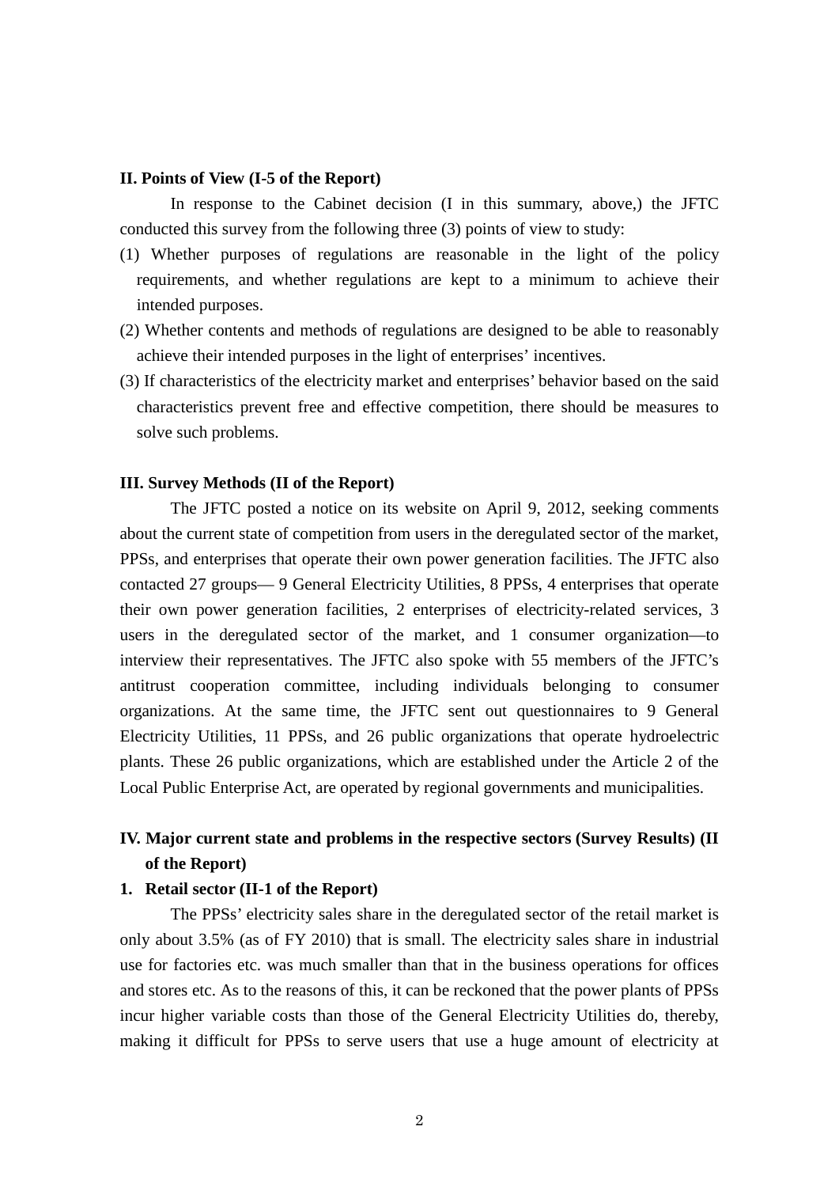## II. Points of View (I-5 of the Report)

In response to the Cabinet decision (I in this summary, above,) the JFTC conducted this survey from the following three (3) points of view to study:

(1) Whether purposes of regulations are reasonable in the light of the policy requirements, and whether regulations are kept to a minimum to achieve their intended purposes.

(2) Whether contents and methods of regulations are designed to be able to reasonably achieve their intended purposes in the light of enterprises' incentives.

(3) If characteristics of the electricity market and enterprises' behavior based on the said characteristics prevent free and effective competition, there should be measures to solve such problems.

## III. Survey Methods (II of the Report)

The JFTC posted a notice on its website on April 9, 2012, seeking comments about the current state of competition from users in the deregulated sector of the market, PPSs, and enterprises that operate their own power generation facilities. The JFTC also contacted 27 groups— 9 General Electricity Utilities, 8 PPSs, 4 enterprises that operate their own power generation facilities, 2 enterprises of electricity-related services, 3 users in the deregulated sector of the market, and 1 consumer organization—to interview their representatives. The JFTC also spoke with 55 members of the JFTC's antitrust cooperation committee, including individuals belonging to consumer organizations. At the same time, the JFTC sent out questionnaires to 9 General Electricity Utilities, 11 PPSs, and 26 public organizations that operate hydroelectric plants. These 26 public organizations, which are established under the Article 2 of the Local Public Enterprise Act, are operated by regional governments and municipalities.

## IV. Major current state and problems in the respective sectors (Survey Results) (II of the Report)

### 1. Retail sector (II-1 of the Report)

The PPSs' electricity sales share in the deregulated sector of the retail market is only about 3.5% (as of FY 2010) that is small. The electricity sales share in industrial use for factories etc. was much smaller than that in the business operations for offices and stores etc. As to the reasons of this, it can be reckoned that the power plants of PPSs incur higher variable costs than those of the General Electricity Utilities do, thereby, making it difficult for PPSs to serve users that use a huge amount of electricity at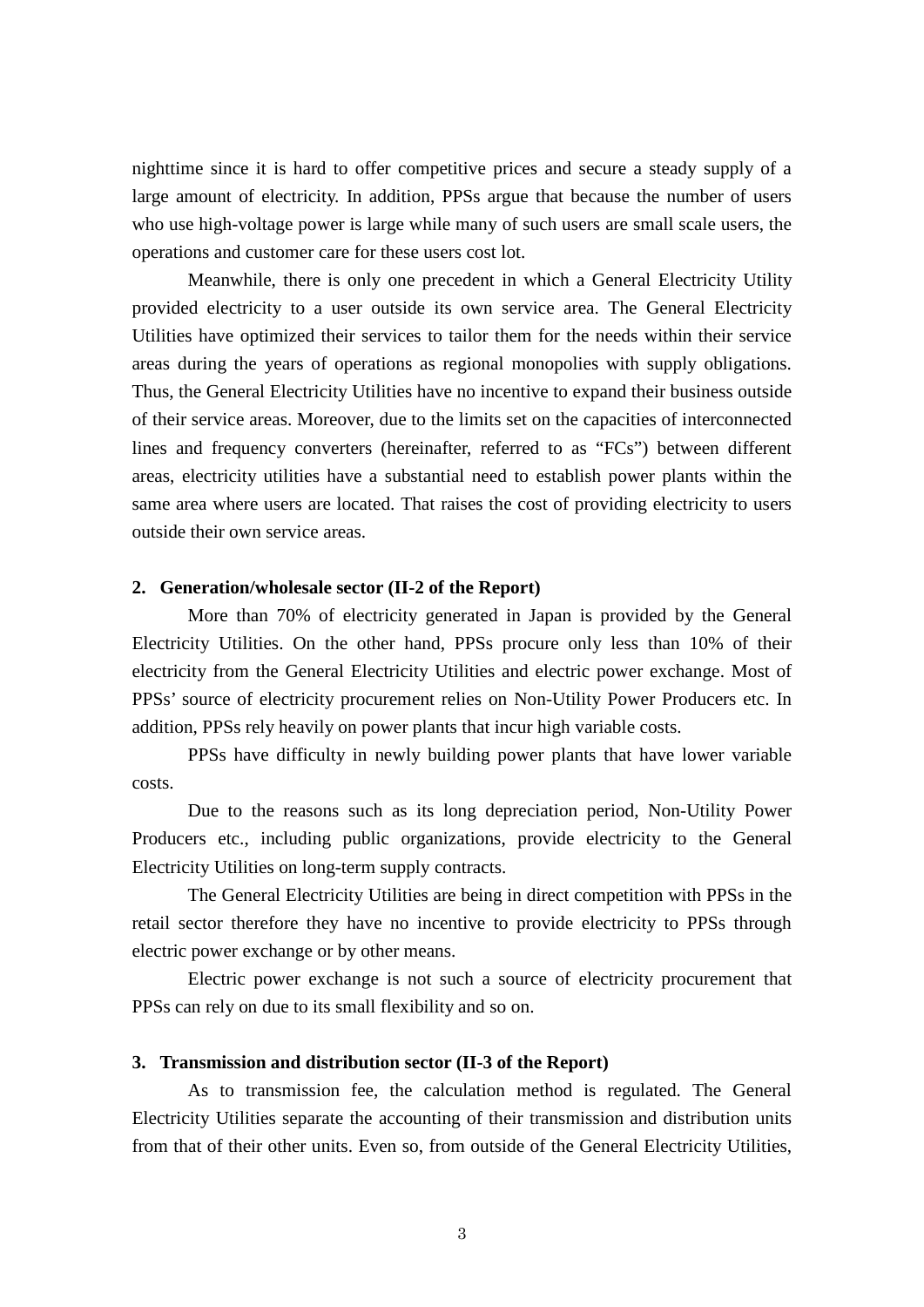nighttime since it is hard to offer competitive prices and secure a steady supply of a large amount of electricity. In addition, PPSs argue that because the number of users who use high-voltage power is large while many of such users are small scale users, the operations and customer care for these users cost lot.

Meanwhile, there is only one precedent in which a General Electricity Utility provided electricity to a user outside its own service area. The General Electricity Utilities have optimized their services to tailor them for the needs within their service areas during the years of operations as regional monopolies with supply obligations. Thus, the General Electricity Utilities have no incentive to expand their business outside of their service areas. Moreover, due to the limits set on the capacities of interconnected lines and frequency converters (hereinafter, referred to as "FCs") between different areas, electricity utilities have a substantial need to establish power plants within the same area where users are located. That raises the cost of providing electricity to users outside their own service areas.

### 2. Generation/wholesale sector (II-2 of the Report)

More than 70% of electricity generated in Japan is provided by the General Electricity Utilities. On the other hand, PPSs procure only less than 10% of their electricity from the General Electricity Utilities and electric power exchange. Most of PPSs' source of electricity procurement relies on Non-Utility Power Producers etc. In addition, PPSs rely heavily on power plants that incur high variable costs.

PPSs have difficulty in newly building power plants that have lower variable costs.

Due to the reasons such as its long depreciation period, Non-Utility Power Producers etc., including public organizations, provide electricity to the General Electricity Utilities on long-term supply contracts.

The General Electricity Utilities are being in direct competition with PPSs in the retail sector therefore they have no incentive to provide electricity to PPSs through electric power exchange or by other means.

Electric power exchange is not such a source of electricity procurement that PPSs can rely on due to its small flexibility and so on.

### 3. Transmission and distribution sector (II-3 of the Report)

As to transmission fee, the calculation method is regulated. The General Electricity Utilities separate the accounting of their transmission and distribution units from that of their other units. Even so, from outside of the General Electricity Utilities,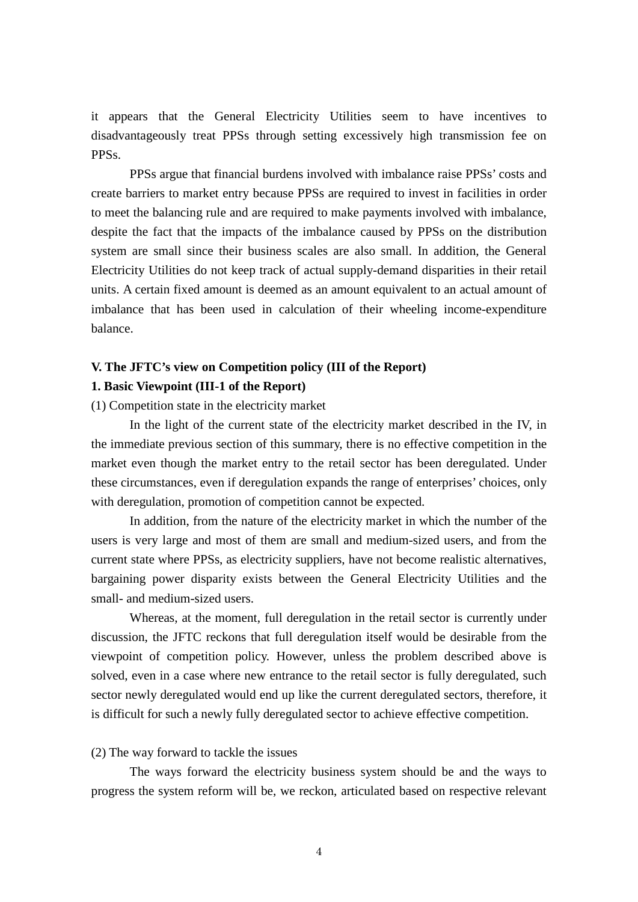it appears that the General Electricity Utilities seem to have incentives to disadvantageously treat PPSs through setting excessively high transmission fee on PPSs.

PPSs argue that financial burdens involved with imbalance raise PPSs' costs and create barriers to market entry because PPSs are required to invest in facilities in order to meet the balancing rule and are required to make payments involved with imbalance, despite the fact that the impacts of the imbalance caused by PPSs on the distribution system are small since their business scales are also small. In addition, the General Electricity Utilities do not keep track of actual supply-demand disparities in their retail units. A certain fixed amount is deemed as an amount equivalent to an actual amount of imbalance that has been used in calculation of their wheeling income-expenditure balance.

## V. The JFTC's view on Competition policy (III of the Report)

### 1. Basic Viewpoint (III-1 of the Report)

(1) Competition state in the electricity market

In the light of the current state of the electricity market described in the IV, in the immediate previous section of this summary, there is no effective competition in the market even though the market entry to the retail sector has been deregulated. Under these circumstances, even if deregulation expands the range of enterprises' choices, only with deregulation, promotion of competition cannot be expected.

In addition, from the nature of the electricity market in which the number of the users is very large and most of them are small and medium-sized users, and from the current state where PPSs, as electricity suppliers, have not become realistic alternatives, bargaining power disparity exists between the General Electricity Utilities and the small- and medium-sized users.

Whereas, at the moment, full deregulation in the retail sector is currently under discussion, the JFTC reckons that full deregulation itself would be desirable from the viewpoint of competition policy. However, unless the problem described above is solved, even in a case where new entrance to the retail sector is fully deregulated, such sector newly deregulated would end up like the current deregulated sectors, therefore, it is difficult for such a newly fully deregulated sector to achieve effective competition.

(2) The way forward to tackle the issues

The ways forward the electricity business system should be and the ways to progress the system reform will be, we reckon, articulated based on respective relevant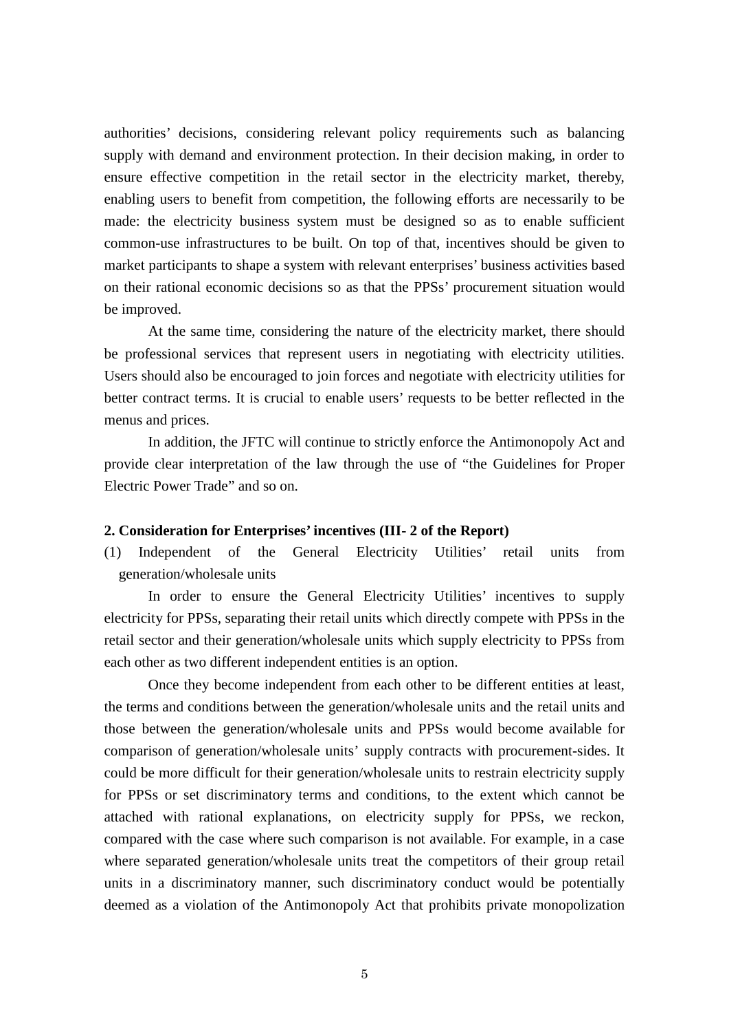authorities' decisions, considering relevant policy requirements such as balancing supply with demand and environment protection. In their decision making, in order to ensure effective competition in the retail sector in the electricity market, thereby, enabling users to benefit from competition, the following efforts are necessarily to be made: the electricity business system must be designed so as to enable sufficient common-use infrastructures to be built. On top of that, incentives should be given to market participants to shape a system with relevant enterprises' business activities based on their rational economic decisions so as that the PPSs' procurement situation would be improved.

At the same time, considering the nature of the electricity market, there should be professional services that represent users in negotiating with electricity utilities. Users should also be encouraged to join forces and negotiate with electricity utilities for better contract terms. It is crucial to enable users' requests to be better reflected in the menus and prices.

In addition, the JFTC will continue to strictly enforce the Antimonopoly Act and provide clear interpretation of the law through the use of "the Guidelines for Proper Electric Power Trade" and so on.

**2. Consideration for Enterprises' incentives (III- 2 of the Report)**

(1) Independent of the General Electricity Utilities' retail units from generation/wholesale units

In order to ensure the General Electricity Utilities' incentives to supply electricity for PPSs, separating their retail units which directly compete with PPSs in the retail sector and their generation/wholesale units which supply electricity to PPSs from each other as two different independent entities is an option.

Once they become independent from each other to be different entities at least, the terms and conditions between the generation/wholesale units and the retail units and those between the generation/wholesale units and PPSs would become available for comparison of generation/wholesale units' supply contracts with procurement-sides. It could be more difficult for their generation/wholesale units to restrain electricity supply for PPSs or set discriminatory terms and conditions, to the extent which cannot be attached with rational explanations, on electricity supply for PPSs, we reckon, compared with the case where such comparison is not available. For example, in a case where separated generation/wholesale units treat the competitors of their group retail units in a discriminatory manner, such discriminatory conduct would be potentially deemed as a violation of the Antimonopoly Act that prohibits private monopolization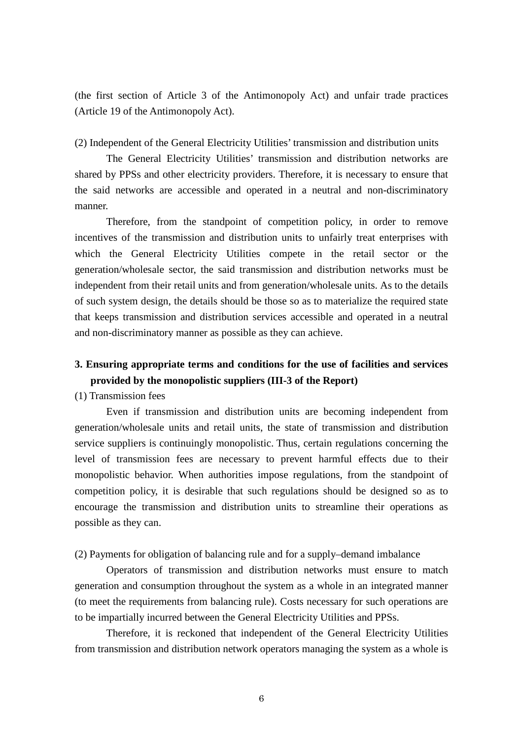(the first section of Article 3 of the Antimonopoly Act) and unfair trade practices (Article 19 of the Antimonopoly Act).

(2) Independent of the General Electricity Utilities' transmission and distribution units

The General Electricity Utilities' transmission and distribution networks are shared by PPSs and other electricity providers. Therefore, it is necessary to ensure that the said networks are accessible and operated in a neutral and non-discriminatory manner.

Therefore, from the standpoint of competition policy, in order to remove incentives of the transmission and distribution units to unfairly treat enterprises with which the General Electricity Utilities compete in the retail sector or the generation/wholesale sector, the said transmission and distribution networks must be independent from their retail units and from generation/wholesale units. As to the details of such system design, the details should be those so as to materialize the required state that keeps transmission and distribution services accessible and operated in a neutral and non-discriminatory manner as possible as they can achieve.

### 3. Ensuring appropriate terms and conditions for the use of facilities and services provided by the monopolistic suppliers (III-3 of the Report)

(1) Transmission fees

Even if transmission and distribution units are becoming independent from generation/wholesale units and retail units, the state of transmission and distribution service suppliers is continuingly monopolistic. Thus, certain regulations concerning the level of transmission fees are necessary to prevent harmful effects due to their monopolistic behavior. When authorities impose regulations, from the standpoint of competition policy, it is desirable that such regulations should be designed so as to encourage the transmission and distribution units to streamline their operations as possible as they can.

(2) Payments for obligation of balancing rule and for a supply–demand imbalance

Operators of transmission and distribution networks must ensure to match generation and consumption throughout the system as a whole in an integrated manner (to meet the requirements from balancing rule). Costs necessary for such operations are to be impartially incurred between the General Electricity Utilities and PPSs.

Therefore, it is reckoned that independent of the General Electricity Utilities from transmission and distribution network operators managing the system as a whole is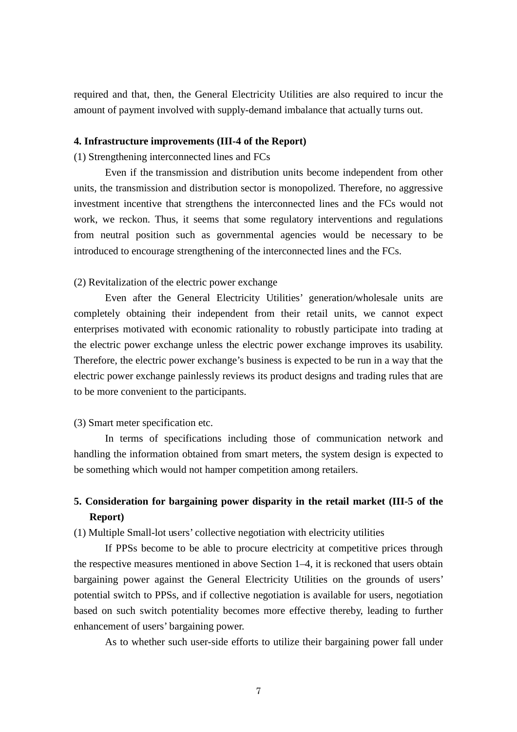required and that, then, the General Electricity Utilities are also required to incur the amount of payment involved with supply-demand imbalance that actually turns out.

**4. Infrastructure improvements (III-4 of the Report)**

(1) Strengthening interconnected lines and FCs

Even if the transmission and distribution units become independent from other units, the transmission and distribution sector is monopolized. Therefore, no aggressive investment incentive that strengthens the interconnected lines and the FCs would not work, we reckon. Thus, it seems that some regulatory interventions and regulations from neutral position such as governmental agencies would be necessary to be introduced to encourage strengthening of the interconnected lines and the FCs.

(2) Revitalization of the electric power exchange

Even after the General Electricity Utilities' generation/wholesale units are completely obtaining their independent from their retail units, we cannot expect enterprises motivated with economic rationality to robustly participate into trading at the electric power exchange unless the electric power exchange improves its usability. Therefore, the electric power exchange's business is expected to be run in a way that the electric power exchange painlessly reviews its product designs and trading rules that are to be more convenient to the participants.

(3) Smart meter specification etc.

In terms of specifications including those of communication network and handling the information obtained from smart meters, the system design is expected to be something which would not hamper competition among retailers.

**5. Consideration for bargaining power disparity in the retail market (III-5 of the Report)**

(1) Multiple Small-lot users' collective negotiation with electricity utilities

If PPSs become to be able to procure electricity at competitive prices through the respective measures mentioned in above Section 1–4, it is reckoned that users obtain bargaining power against the General Electricity Utilities on the grounds of users' potential switch to PPSs, and if collective negotiation is available for users, negotiation based on such switch potentiality becomes more effective thereby, leading to further enhancement of users' bargaining power.

As to whether such user-side efforts to utilize their bargaining power fall under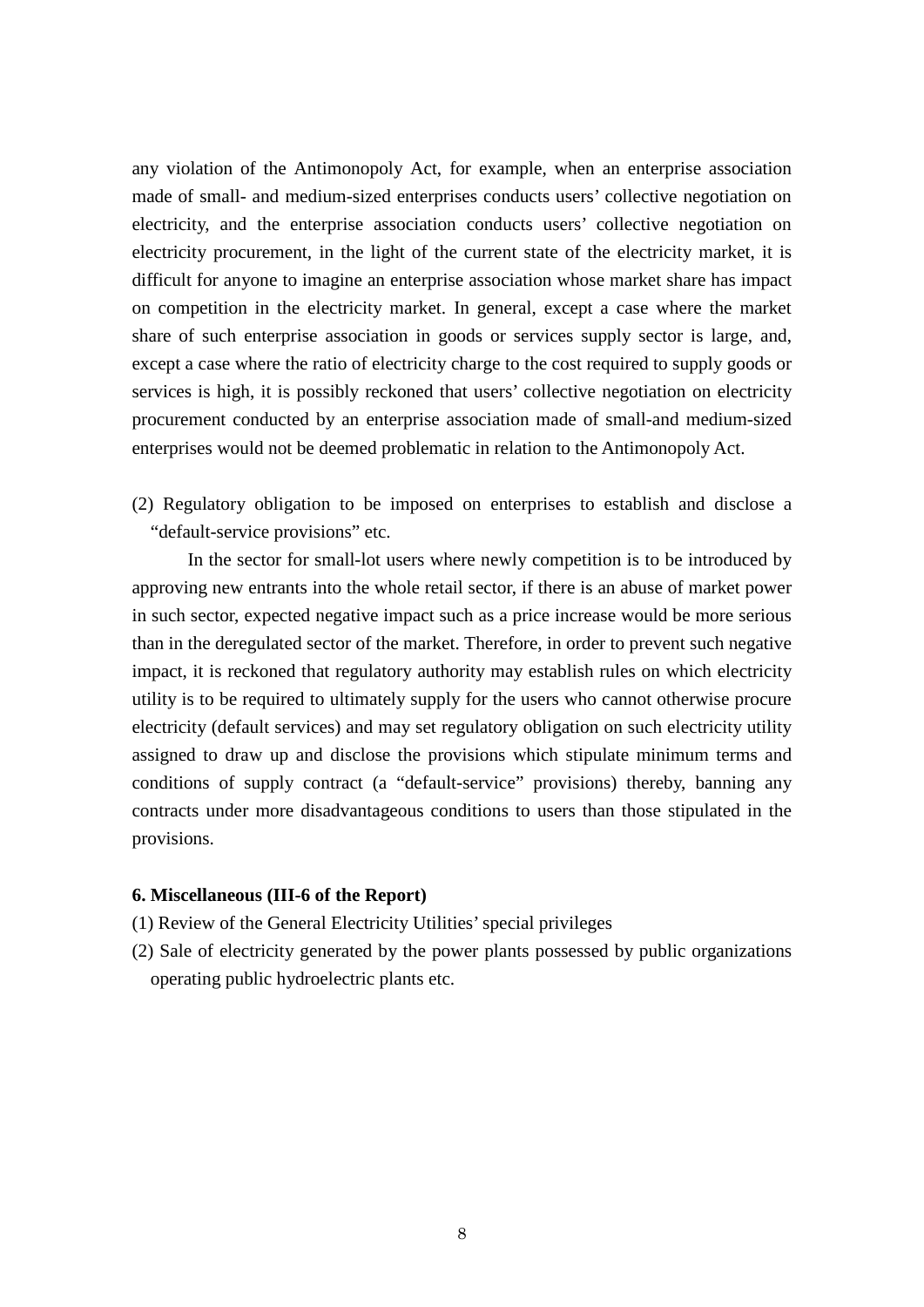any violation of the Antimonopoly Act, for example, when an enterprise association made of small- and medium-sized enterprises conducts users' collective negotiation on electricity, and the enterprise association conducts users' collective negotiation on electricity procurement, in the light of the current state of the electricity market, it is difficult for anyone to imagine an enterprise association whose market share has impact on competition in the electricity market. In general, except a case where the market share of such enterprise association in goods or services supply sector is large, and, except a case where the ratio of electricity charge to the cost required to supply goods or services is high, it is possibly reckoned that users' collective negotiation on electricity procurement conducted by an enterprise association made of small-and medium-sized enterprises would not be deemed problematic in relation to the Antimonopoly Act.

(2) Regulatory obligation to be imposed on enterprises to establish and disclose a "default-service provisions" etc.

In the sector for small-lot users where newly competition is to be introduced by approving new entrants into the whole retail sector, if there is an abuse of market power in such sector, expected negative impact such as a price increase would be more serious than in the deregulated sector of the market. Therefore, in order to prevent such negative impact, it is reckoned that regulatory authority may establish rules on which electricity utility is to be required to ultimately supply for the users who cannot otherwise procure electricity (default services) and may set regulatory obligation on such electricity utility assigned to draw up and disclose the provisions which stipulate minimum terms and conditions of supply contract (a "default-service" provisions) thereby, banning any contracts under more disadvantageous conditions to users than those stipulated in the provisions.

**6. Miscellaneous (III-6 of the Report)**

(1) Review of the General Electricity Utilities' special privileges

(2) Sale of electricity generated by the power plants possessed by public organizations operating public hydroelectric plants etc.